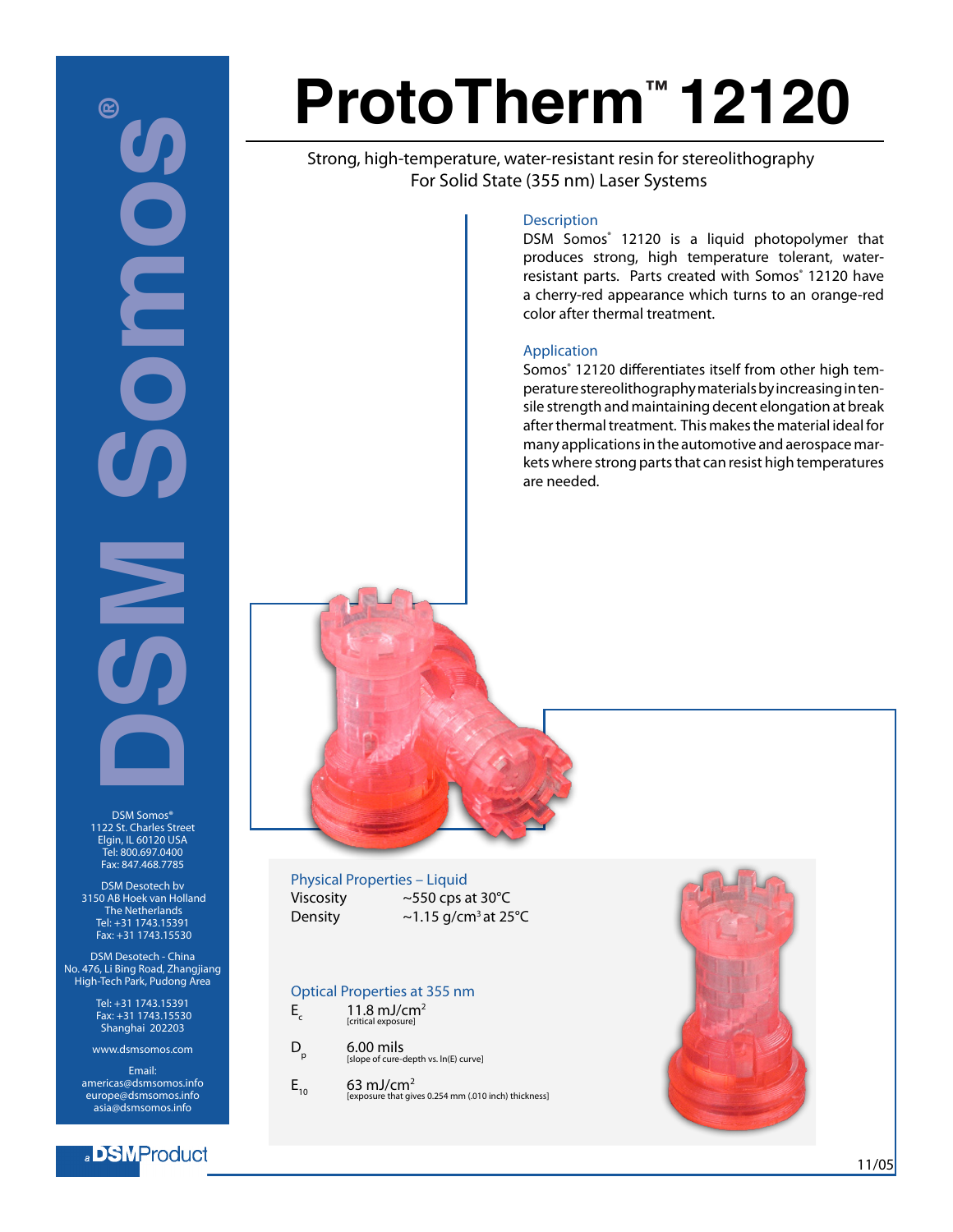# ProtoTherm™ 12120

Strong, high-temperature, water-resistant resin for stereolithography
For Solid State (355 nm) Laser Systems

### Description

DSM Somos® 12120 is a liquid photopolymer that produces strong, high temperature tolerant, water-resistant parts. Parts created with Somos® 12120 have a cherry-red appearance which turns to an orange-red color after thermal treatment.

### Application

Somos® 12120 differentiates itself from other high temperature stereolithography materials by increasing in tensile strength and maintaining decent elongation at break after thermal treatment. This makes the material ideal for many applications in the automotive and aerospace markets where strong parts that can resist high temperatures are needed.

### Physical Properties – Liquid

| | |
|---|---|
| Viscosity | ~550 cps at 30°C |
| Density | ~1.15 g/cm³ at 25°C |

### Optical Properties at 355 nm

| | |
|---|---|
| $E_c$ | 11.8 mJ/cm² [critical exposure] |
| $D_p$ | 6.00 mils [slope of cure-depth vs. ln(E) curve] |
| $E_{10}$ | 63 mJ/cm² [exposure that gives 0.254 mm (.010 inch) thickness] |

**DSM Somos®**

DSM Somos®
1122 St. Charles Street
Elgin, IL 60120 USA
Tel: 800.697.0400
Fax: 847.468.7785

DSM Desotech bv
3150 AB Hoek van Holland
The Netherlands
Tel: +31 1743.15391
Fax: +31 1743.15530

DSM Desotech - China
No. 476, Li Bing Road, Zhangjiang
High-Tech Park, Pudong Area

Tel: +31 1743.15391
Fax: +31 1743.15530
Shanghai 202203

www.dsmsomos.com

Email:
americas@dsmsomos.info
europe@dsmsomos.info
asia@dsmsomos.info

a DSM Product

11/05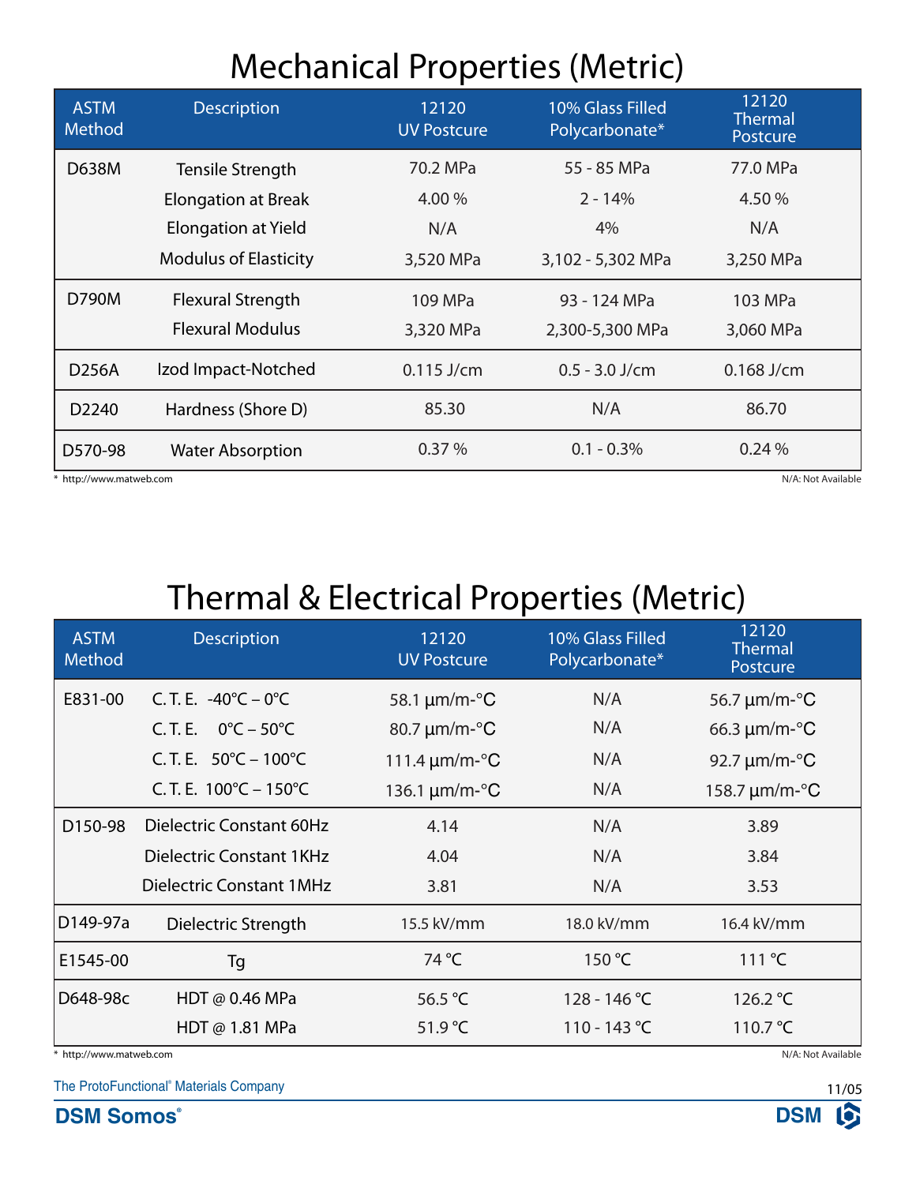# Mechanical Properties (Metric)

| ASTM Method | Description | 12120 UV Postcure | 10% Glass Filled Polycarbonate* | 12120 Thermal Postcure |
|---|---|---|---|---|
| D638M | Tensile Strength | 70.2 MPa | 55 - 85 MPa | 77.0 MPa |
| | Elongation at Break | 4.00 % | 2 - 14% | 4.50 % |
| | Elongation at Yield | N/A | 4% | N/A |
| | Modulus of Elasticity | 3,520 MPa | 3,102 - 5,302 MPa | 3,250 MPa |
| D790M | Flexural Strength | 109 MPa | 93 - 124 MPa | 103 MPa |
| | Flexural Modulus | 3,320 MPa | 2,300-5,300 MPa | 3,060 MPa |
| D256A | Izod Impact-Notched | 0.115 J/cm | 0.5 - 3.0 J/cm | 0.168 J/cm |
| D2240 | Hardness (Shore D) | 85.30 | N/A | 86.70 |
| D570-98 | Water Absorption | 0.37 % | 0.1 - 0.3% | 0.24 % |

* http://www.matweb.com

N/A: Not Available

# Thermal & Electrical Properties (Metric)

| ASTM Method | Description | 12120 UV Postcure | 10% Glass Filled Polycarbonate* | 12120 Thermal Postcure |
|---|---|---|---|---|
| E831-00 | C. T. E. -40°C – 0°C | 58.1 µm/m-°C | N/A | 56.7 µm/m-°C |
| | C. T. E. 0°C – 50°C | 80.7 µm/m-°C | N/A | 66.3 µm/m-°C |
| | C. T. E. 50°C – 100°C | 111.4 µm/m-°C | N/A | 92.7 µm/m-°C |
| | C. T. E. 100°C – 150°C | 136.1 µm/m-°C | N/A | 158.7 µm/m-°C |
| D150-98 | Dielectric Constant 60Hz | 4.14 | N/A | 3.89 |
| | Dielectric Constant 1KHz | 4.04 | N/A | 3.84 |
| | Dielectric Constant 1MHz | 3.81 | N/A | 3.53 |
| D149-97a | Dielectric Strength | 15.5 kV/mm | 18.0 kV/mm | 16.4 kV/mm |
| E1545-00 | Tg | 74 °C | 150 °C | 111 °C |
| D648-98c | HDT @ 0.46 MPa | 56.5 °C | 128 - 146 °C | 126.2 °C |
| | HDT @ 1.81 MPa | 51.9 °C | 110 - 143 °C | 110.7 °C |

* http://www.matweb.com

N/A: Not Available

The ProtoFunctional® Materials Company

DSM Somos®

11/05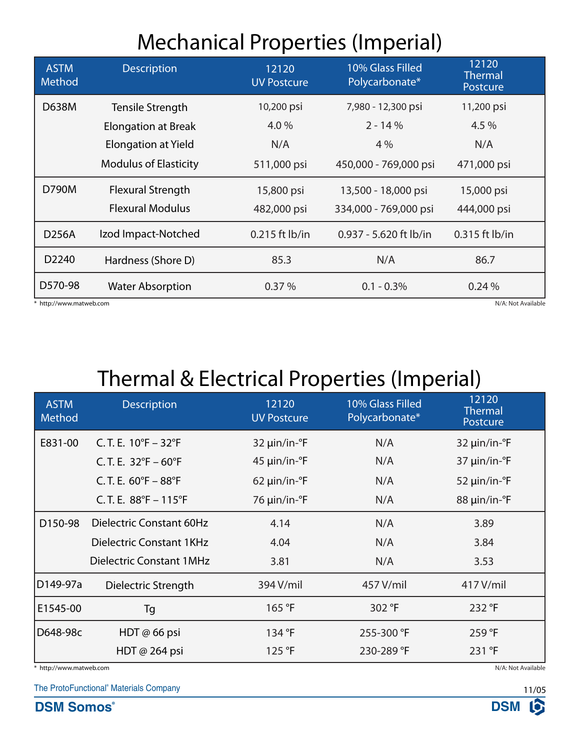# Mechanical Properties (Imperial)

| ASTM Method | Description | 12120 UV Postcure | 10% Glass Filled Polycarbonate* | 12120 Thermal Postcure |
|---|---|---|---|---|
| D638M | Tensile Strength | 10,200 psi | 7,980 - 12,300 psi | 11,200 psi |
| | Elongation at Break | 4.0 % | 2 - 14 % | 4.5 % |
| | Elongation at Yield | N/A | 4 % | N/A |
| | Modulus of Elasticity | 511,000 psi | 450,000 - 769,000 psi | 471,000 psi |
| D790M | Flexural Strength | 15,800 psi | 13,500 - 18,000 psi | 15,000 psi |
| | Flexural Modulus | 482,000 psi | 334,000 - 769,000 psi | 444,000 psi |
| D256A | Izod Impact-Notched | 0.215 ft lb/in | 0.937 - 5.620 ft lb/in | 0.315 ft lb/in |
| D2240 | Hardness (Shore D) | 85.3 | N/A | 86.7 |
| D570-98 | Water Absorption | 0.37 % | 0.1 - 0.3% | 0.24 % |

\* http://www.matweb.com

N/A: Not Available

# Thermal & Electrical Properties (Imperial)

| ASTM Method | Description | 12120 UV Postcure | 10% Glass Filled Polycarbonate* | 12120 Thermal Postcure |
|---|---|---|---|---|
| E831-00 | C. T. E. 10°F – 32°F | 32 µin/in-°F | N/A | 32 µin/in-°F |
| | C. T. E. 32°F – 60°F | 45 µin/in-°F | N/A | 37 µin/in-°F |
| | C. T. E. 60°F – 88°F | 62 µin/in-°F | N/A | 52 µin/in-°F |
| | C. T. E. 88°F – 115°F | 76 µin/in-°F | N/A | 88 µin/in-°F |
| D150-98 | Dielectric Constant 60Hz | 4.14 | N/A | 3.89 |
| | Dielectric Constant 1KHz | 4.04 | N/A | 3.84 |
| | Dielectric Constant 1MHz | 3.81 | N/A | 3.53 |
| D149-97a | Dielectric Strength | 394 V/mil | 457 V/mil | 417 V/mil |
| E1545-00 | Tg | 165 °F | 302 °F | 232 °F |
| D648-98c | HDT @ 66 psi | 134 °F | 255-300 °F | 259 °F |
| | HDT @ 264 psi | 125 °F | 230-289 °F | 231 °F |

\* http://www.matweb.com

N/A: Not Available

The ProtoFunctional® Materials Company

DSM Somos®

11/05

DSM